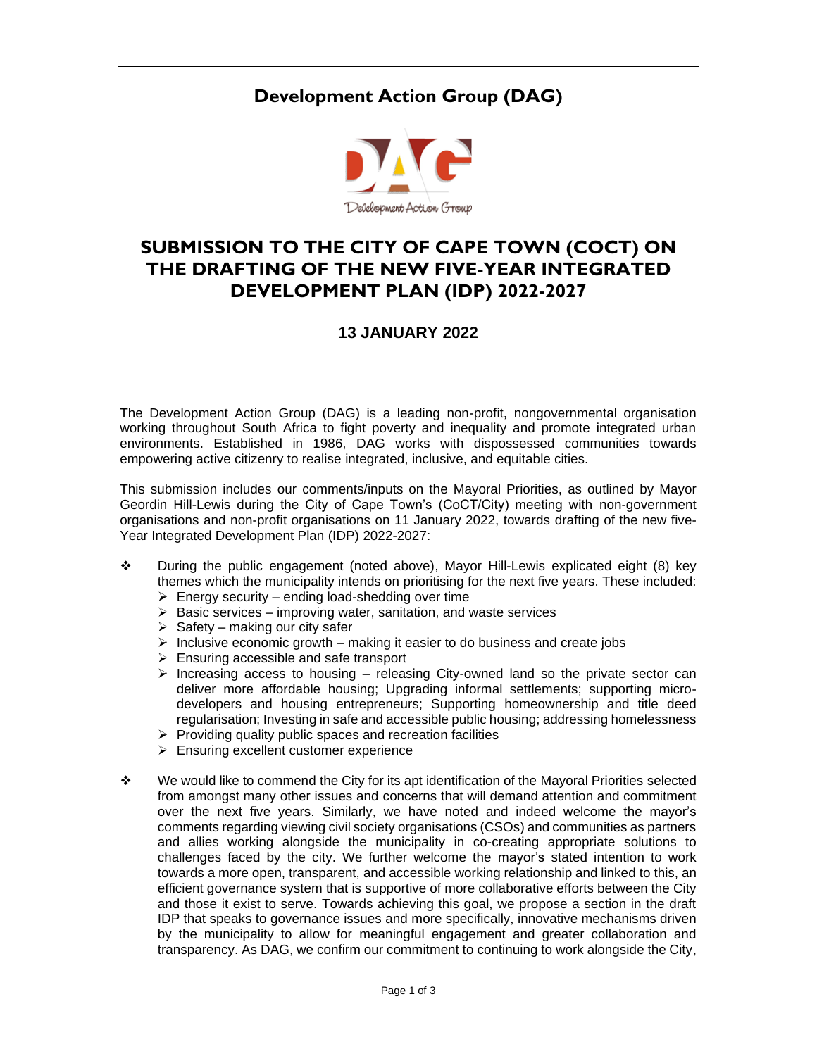# Development Action Group (DAG)

## SUBMISSION TO THE CITY OF CAPE TOWN (COCT) ON THE DRAFTING OF THE NEW FIVE-YEAR INTEGRATED DEVELOPMENT PLAN (IDP) 2022-2027

### 13 JANUARY 2022

The Development Action Group (DAG) is a leading non-profit, nongovernmental organisation working throughout South Africa to fight poverty and inequality and promote integrated urban environments. Established in 1986, DAG works with dispossessed communities towards empowering active citizenry to realise integrated, inclusive, and equitable cities.

This submission includes our comments/inputs on the Mayoral Priorities, as outlined by Mayor Geordin Hill-Lewis during the City of Cape Town's (CoCT/City) meeting with non-government organisations and non-profit organisations on 11 January 2022, towards drafting of the new five-Year Integrated Development Plan (IDP) 2022-2027:

- During the public engagement (noted above), Mayor Hill-Lewis explicated eight (8) key themes which the municipality intends on prioritising for the next five years. These included:
  - Energy security – ending load-shedding over time
  - Basic services – improving water, sanitation, and waste services
  - Safety – making our city safer
  - Inclusive economic growth – making it easier to do business and create jobs
  - Ensuring accessible and safe transport
  - Increasing access to housing – releasing City-owned land so the private sector can deliver more affordable housing; Upgrading informal settlements; supporting micro-developers and housing entrepreneurs; Supporting homeownership and title deed regularisation; Investing in safe and accessible public housing; addressing homelessness
  - Providing quality public spaces and recreation facilities
  - Ensuring excellent customer experience

- We would like to commend the City for its apt identification of the Mayoral Priorities selected from amongst many other issues and concerns that will demand attention and commitment over the next five years. Similarly, we have noted and indeed welcome the mayor's comments regarding viewing civil society organisations (CSOs) and communities as partners and allies working alongside the municipality in co-creating appropriate solutions to challenges faced by the city. We further welcome the mayor's stated intention to work towards a more open, transparent, and accessible working relationship and linked to this, an efficient governance system that is supportive of more collaborative efforts between the City and those it exist to serve. Towards achieving this goal, we propose a section in the draft IDP that speaks to governance issues and more specifically, innovative mechanisms driven by the municipality to allow for meaningful engagement and greater collaboration and transparency. As DAG, we confirm our commitment to continuing to work alongside the City,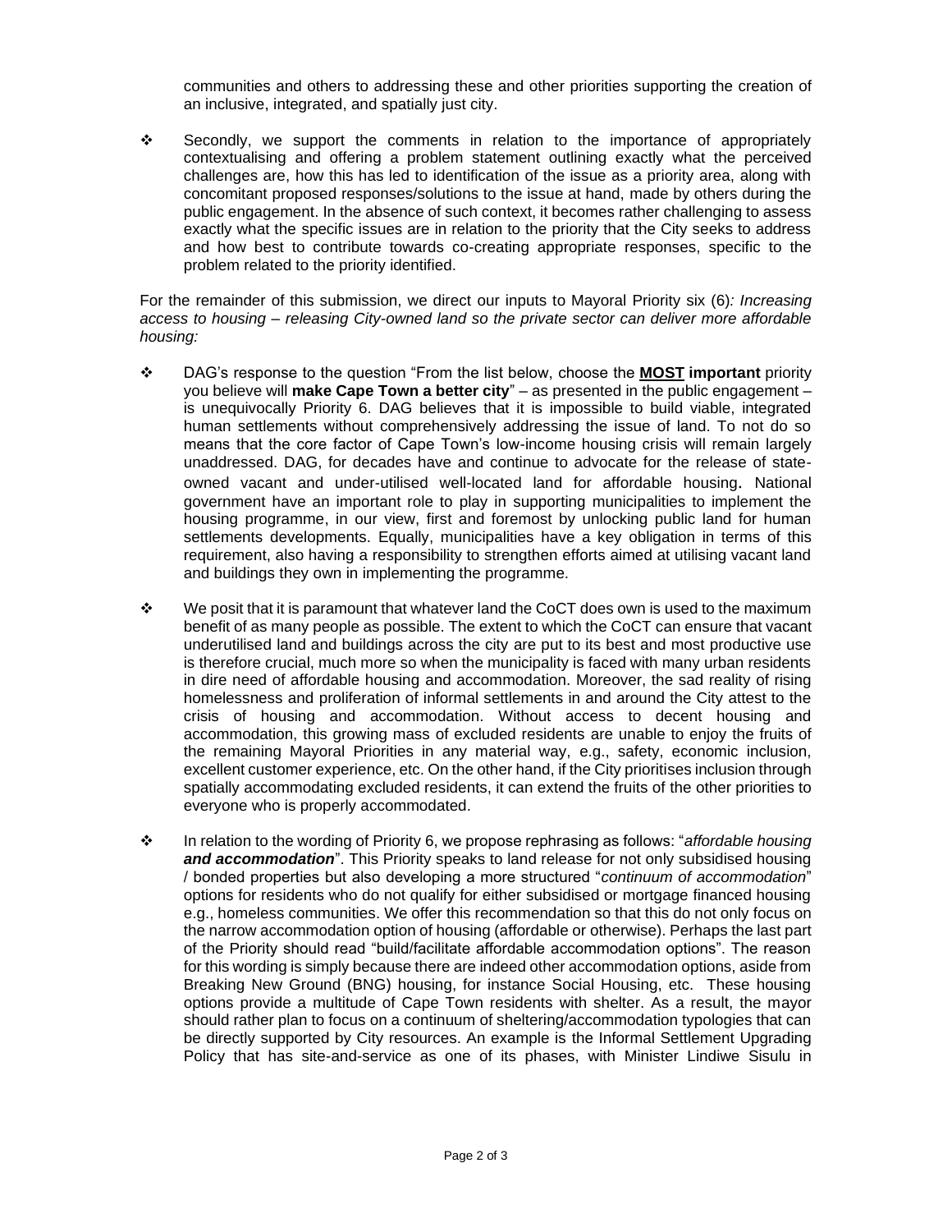communities and others to addressing these and other priorities supporting the creation of an inclusive, integrated, and spatially just city.

- Secondly, we support the comments in relation to the importance of appropriately contextualising and offering a problem statement outlining exactly what the perceived challenges are, how this has led to identification of the issue as a priority area, along with concomitant proposed responses/solutions to the issue at hand, made by others during the public engagement. In the absence of such context, it becomes rather challenging to assess exactly what the specific issues are in relation to the priority that the City seeks to address and how best to contribute towards co-creating appropriate responses, specific to the problem related to the priority identified.

For the remainder of this submission, we direct our inputs to Mayoral Priority six (6)*: Increasing access to housing – releasing City-owned land so the private sector can deliver more affordable housing:*

- DAG's response to the question "From the list below, choose the <u>**MOST**</u> **important** priority you believe will **make Cape Town a better city**" – as presented in the public engagement – is unequivocally Priority 6. DAG believes that it is impossible to build viable, integrated human settlements without comprehensively addressing the issue of land. To not do so means that the core factor of Cape Town's low-income housing crisis will remain largely unaddressed. DAG, for decades have and continue to advocate for the release of state-owned vacant and under-utilised well-located land for affordable housing. National government have an important role to play in supporting municipalities to implement the housing programme, in our view, first and foremost by unlocking public land for human settlements developments. Equally, municipalities have a key obligation in terms of this requirement, also having a responsibility to strengthen efforts aimed at utilising vacant land and buildings they own in implementing the programme.

- We posit that it is paramount that whatever land the CoCT does own is used to the maximum benefit of as many people as possible. The extent to which the CoCT can ensure that vacant underutilised land and buildings across the city are put to its best and most productive use is therefore crucial, much more so when the municipality is faced with many urban residents in dire need of affordable housing and accommodation. Moreover, the sad reality of rising homelessness and proliferation of informal settlements in and around the City attest to the crisis of housing and accommodation. Without access to decent housing and accommodation, this growing mass of excluded residents are unable to enjoy the fruits of the remaining Mayoral Priorities in any material way, e.g., safety, economic inclusion, excellent customer experience, etc. On the other hand, if the City prioritises inclusion through spatially accommodating excluded residents, it can extend the fruits of the other priorities to everyone who is properly accommodated.

- In relation to the wording of Priority 6, we propose rephrasing as follows: "*affordable housing **and accommodation***". This Priority speaks to land release for not only subsidised housing / bonded properties but also developing a more structured "*continuum of accommodation*" options for residents who do not qualify for either subsidised or mortgage financed housing e.g., homeless communities. We offer this recommendation so that this do not only focus on the narrow accommodation option of housing (affordable or otherwise). Perhaps the last part of the Priority should read "build/facilitate affordable accommodation options". The reason for this wording is simply because there are indeed other accommodation options, aside from Breaking New Ground (BNG) housing, for instance Social Housing, etc. These housing options provide a multitude of Cape Town residents with shelter. As a result, the mayor should rather plan to focus on a continuum of sheltering/accommodation typologies that can be directly supported by City resources. An example is the Informal Settlement Upgrading Policy that has site-and-service as one of its phases, with Minister Lindiwe Sisulu in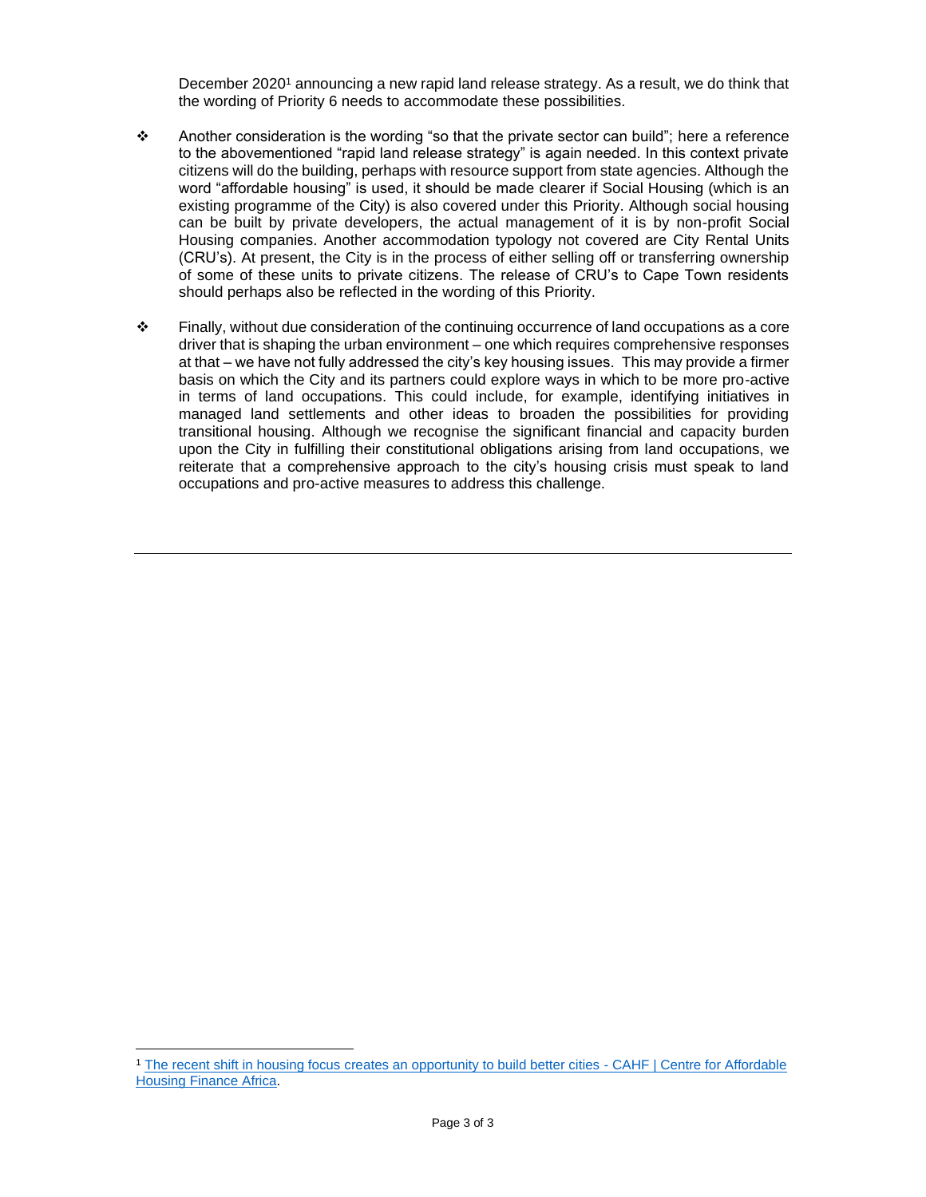December 2020[1] announcing a new rapid land release strategy. As a result, we do think that the wording of Priority 6 needs to accommodate these possibilities.

- Another consideration is the wording "so that the private sector can build"; here a reference to the abovementioned "rapid land release strategy" is again needed. In this context private citizens will do the building, perhaps with resource support from state agencies. Although the word "affordable housing" is used, it should be made clearer if Social Housing (which is an existing programme of the City) is also covered under this Priority. Although social housing can be built by private developers, the actual management of it is by non-profit Social Housing companies. Another accommodation typology not covered are City Rental Units (CRU's). At present, the City is in the process of either selling off or transferring ownership of some of these units to private citizens. The release of CRU's to Cape Town residents should perhaps also be reflected in the wording of this Priority.

- Finally, without due consideration of the continuing occurrence of land occupations as a core driver that is shaping the urban environment – one which requires comprehensive responses at that – we have not fully addressed the city's key housing issues. This may provide a firmer basis on which the City and its partners could explore ways in which to be more pro-active in terms of land occupations. This could include, for example, identifying initiatives in managed land settlements and other ideas to broaden the possibilities for providing transitional housing. Although we recognise the significant financial and capacity burden upon the City in fulfilling their constitutional obligations arising from land occupations, we reiterate that a comprehensive approach to the city's housing crisis must speak to land occupations and pro-active measures to address this challenge.

---

[1] The recent shift in housing focus creates an opportunity to build better cities - CAHF | Centre for Affordable Housing Finance Africa.